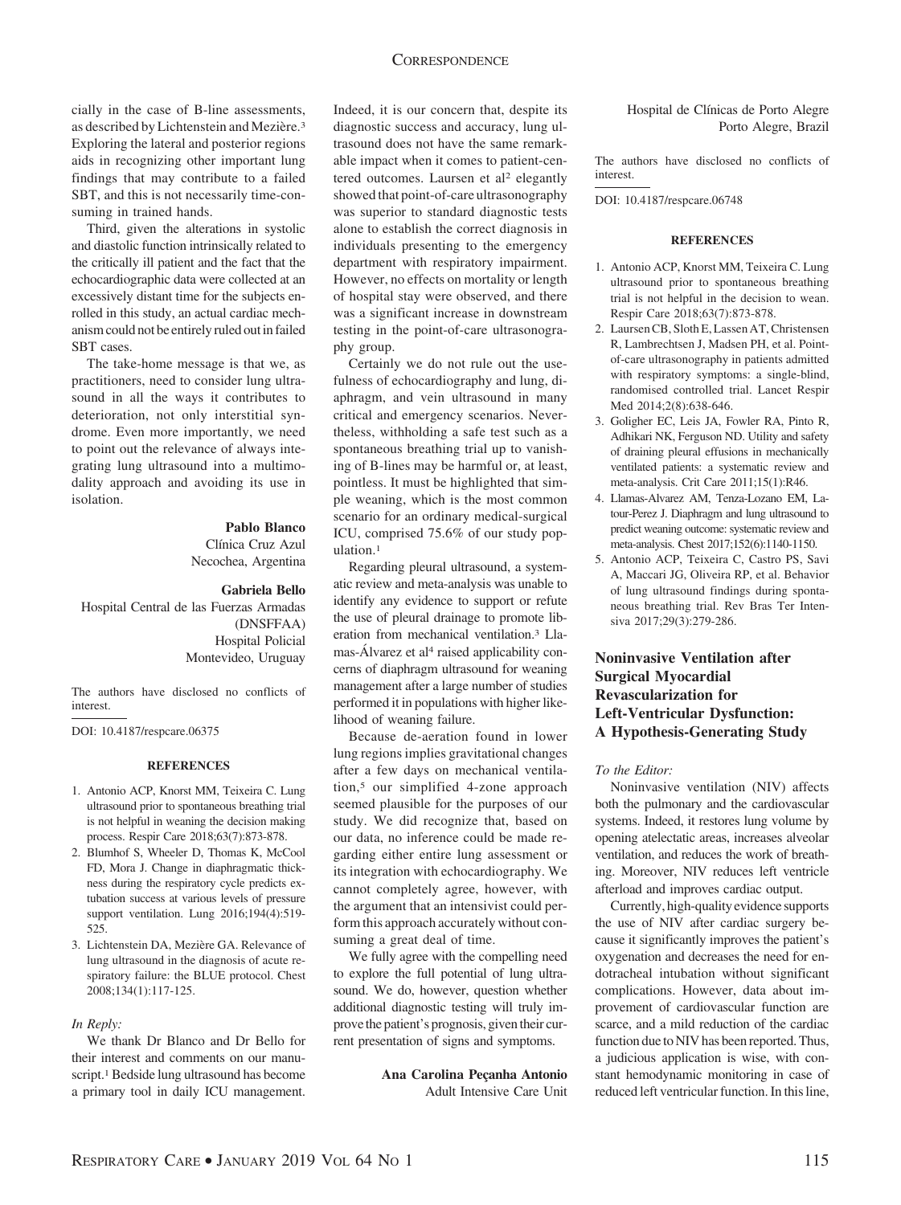cially in the case of B-line assessments, as described by Lichtenstein and Mezière.[3] Exploring the lateral and posterior regions aids in recognizing other important lung findings that may contribute to a failed SBT, and this is not necessarily time-consuming in trained hands.

Third, given the alterations in systolic and diastolic function intrinsically related to the critically ill patient and the fact that the echocardiographic data were collected at an excessively distant time for the subjects enrolled in this study, an actual cardiac mechanism could not be entirely ruled out in failed SBT cases.

The take-home message is that we, as practitioners, need to consider lung ultrasound in all the ways it contributes to deterioration, not only interstitial syndrome. Even more importantly, we need to point out the relevance of always integrating lung ultrasound into a multimodality approach and avoiding its use in isolation.

**Pablo Blanco**
Clínica Cruz Azul
Necochea, Argentina

**Gabriela Bello**
Hospital Central de las Fuerzas Armadas (DNSFFAA)
Hospital Policial
Montevideo, Uruguay

The authors have disclosed no conflicts of interest.

DOI: 10.4187/respcare.06375

#### REFERENCES

1. Antonio ACP, Knorst MM, Teixeira C. Lung ultrasound prior to spontaneous breathing trial is not helpful in weaning the decision making process. Respir Care 2018;63(7):873-878.
2. Blumhof S, Wheeler D, Thomas K, McCool FD, Mora J. Change in diaphragmatic thickness during the respiratory cycle predicts extubation success at various levels of pressure support ventilation. Lung 2016;194(4):519-525.
3. Lichtenstein DA, Mezière GA. Relevance of lung ultrasound in the diagnosis of acute respiratory failure: the BLUE protocol. Chest 2008;134(1):117-125.

*In Reply:*

We thank Dr Blanco and Dr Bello for their interest and comments on our manuscript.[1] Bedside lung ultrasound has become a primary tool in daily ICU management. Indeed, it is our concern that, despite its diagnostic success and accuracy, lung ultrasound does not have the same remarkable impact when it comes to patient-centered outcomes. Laursen et al[2] elegantly showed that point-of-care ultrasonography was superior to standard diagnostic tests alone to establish the correct diagnosis in individuals presenting to the emergency department with respiratory impairment. However, no effects on mortality or length of hospital stay were observed, and there was a significant increase in downstream testing in the point-of-care ultrasonography group.

Certainly we do not rule out the usefulness of echocardiography and lung, diaphragm, and vein ultrasound in many critical and emergency scenarios. Nevertheless, withholding a safe test such as a spontaneous breathing trial up to vanishing of B-lines may be harmful or, at least, pointless. It must be highlighted that simple weaning, which is the most common scenario for an ordinary medical-surgical ICU, comprised 75.6% of our study population.[1]

Regarding pleural ultrasound, a systematic review and meta-analysis was unable to identify any evidence to support or refute the use of pleural drainage to promote liberation from mechanical ventilation.[3] Llamas-Álvarez et al[4] raised applicability concerns of diaphragm ultrasound for weaning management after a large number of studies performed it in populations with higher likelihood of weaning failure.

Because de-aeration found in lower lung regions implies gravitational changes after a few days on mechanical ventilation,[5] our simplified 4-zone approach seemed plausible for the purposes of our study. We did recognize that, based on our data, no inference could be made regarding either entire lung assessment or its integration with echocardiography. We cannot completely agree, however, with the argument that an intensivist could perform this approach accurately without consuming a great deal of time.

We fully agree with the compelling need to explore the full potential of lung ultrasound. We do, however, question whether additional diagnostic testing will truly improve the patient's prognosis, given their current presentation of signs and symptoms.

**Ana Carolina Peçanha Antonio**
Adult Intensive Care Unit
Hospital de Clínicas de Porto Alegre
Porto Alegre, Brazil

The authors have disclosed no conflicts of interest.

DOI: 10.4187/respcare.06748

#### REFERENCES

1. Antonio ACP, Knorst MM, Teixeira C. Lung ultrasound prior to spontaneous breathing trial is not helpful in the decision to wean. Respir Care 2018;63(7):873-878.
2. Laursen CB, Sloth E, Lassen AT, Christensen R, Lambrechtsen J, Madsen PH, et al. Point-of-care ultrasonography in patients admitted with respiratory symptoms: a single-blind, randomised controlled trial. Lancet Respir Med 2014;2(8):638-646.
3. Goligher EC, Leis JA, Fowler RA, Pinto R, Adhikari NK, Ferguson ND. Utility and safety of draining pleural effusions in mechanically ventilated patients: a systematic review and meta-analysis. Crit Care 2011;15(1):R46.
4. Llamas-Alvarez AM, Tenza-Lozano EM, Latour-Perez J. Diaphragm and lung ultrasound to predict weaning outcome: systematic review and meta-analysis. Chest 2017;152(6):1140-1150.
5. Antonio ACP, Teixeira C, Castro PS, Savi A, Maccari JG, Oliveira RP, et al. Behavior of lung ultrasound findings during spontaneous breathing trial. Rev Bras Ter Intensiva 2017;29(3):279-286.

## Noninvasive Ventilation after Surgical Myocardial Revascularization for Left-Ventricular Dysfunction: A Hypothesis-Generating Study

*To the Editor:*

Noninvasive ventilation (NIV) affects both the pulmonary and the cardiovascular systems. Indeed, it restores lung volume by opening atelectatic areas, increases alveolar ventilation, and reduces the work of breathing. Moreover, NIV reduces left ventricle afterload and improves cardiac output.

Currently, high-quality evidence supports the use of NIV after cardiac surgery because it significantly improves the patient's oxygenation and decreases the need for endotracheal intubation without significant complications. However, data about improvement of cardiovascular function are scarce, and a mild reduction of the cardiac function due to NIV has been reported. Thus, a judicious application is wise, with constant hemodynamic monitoring in case of reduced left ventricular function. In this line,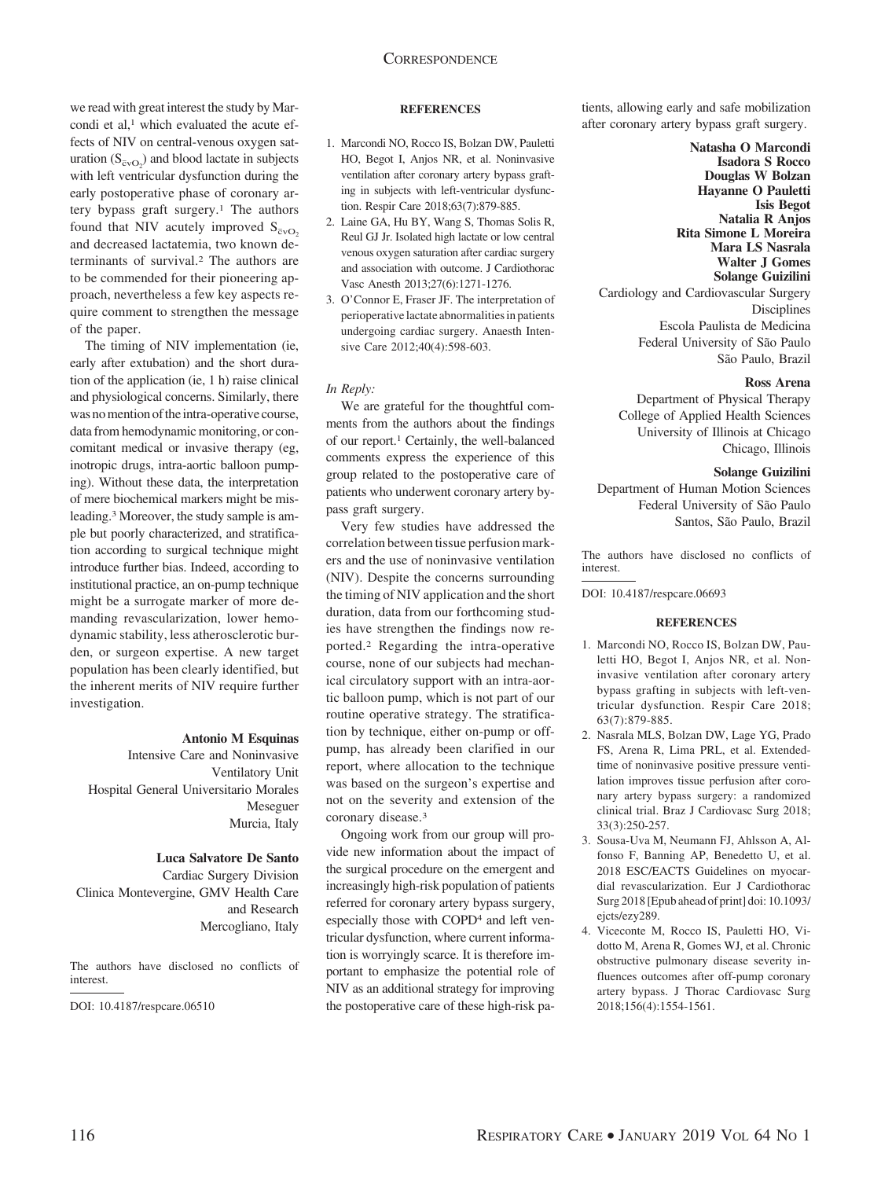we read with great interest the study by Marcondi et al,[1] which evaluated the acute effects of NIV on central-venous oxygen saturation ($S_{\bar{c}vO_2}$) and blood lactate in subjects with left ventricular dysfunction during the early postoperative phase of coronary artery bypass graft surgery.[1] The authors found that NIV acutely improved $S_{\bar{c}vO_2}$ and decreased lactatemia, two known determinants of survival.[2] The authors are to be commended for their pioneering approach, nevertheless a few key aspects require comment to strengthen the message of the paper.

The timing of NIV implementation (ie, early after extubation) and the short duration of the application (ie, 1 h) raise clinical and physiological concerns. Similarly, there was no mention of the intra-operative course, data from hemodynamic monitoring, or concomitant medical or invasive therapy (eg, inotropic drugs, intra-aortic balloon pumping). Without these data, the interpretation of mere biochemical markers might be misleading.[3] Moreover, the study sample is ample but poorly characterized, and stratification according to surgical technique might introduce further bias. Indeed, according to institutional practice, an on-pump technique might be a surrogate marker of more demanding revascularization, lower hemodynamic stability, less atherosclerotic burden, or surgeon expertise. A new target population has been clearly identified, but the inherent merits of NIV require further investigation.

**Antonio M Esquinas**
Intensive Care and Noninvasive Ventilatory Unit
Hospital General Universitario Morales Meseguer
Murcia, Italy

**Luca Salvatore De Santo**
Cardiac Surgery Division
Clinica Montevergine, GMV Health Care and Research
Mercogliano, Italy

The authors have disclosed no conflicts of interest.

DOI: 10.4187/respcare.06510

#### REFERENCES

1. Marcondi NO, Rocco IS, Bolzan DW, Pauletti HO, Begot I, Anjos NR, et al. Noninvasive ventilation after coronary artery bypass grafting in subjects with left-ventricular dysfunction. Respir Care 2018;63(7):879-885.
2. Laine GA, Hu BY, Wang S, Thomas Solis R, Reul GJ Jr. Isolated high lactate or low central venous oxygen saturation after cardiac surgery and association with outcome. J Cardiothorac Vasc Anesth 2013;27(6):1271-1276.
3. O'Connor E, Fraser JF. The interpretation of perioperative lactate abnormalities in patients undergoing cardiac surgery. Anaesth Intensive Care 2012;40(4):598-603.

*In Reply:*

We are grateful for the thoughtful comments from the authors about the findings of our report.[1] Certainly, the well-balanced comments express the experience of this group related to the postoperative care of patients who underwent coronary artery bypass graft surgery.

Very few studies have addressed the correlation between tissue perfusion markers and the use of noninvasive ventilation (NIV). Despite the concerns surrounding the timing of NIV application and the short duration, data from our forthcoming studies have strengthen the findings now reported.[2] Regarding the intra-operative course, none of our subjects had mechanical circulatory support with an intra-aortic balloon pump, which is not part of our routine operative strategy. The stratification by technique, either on-pump or off-pump, has already been clarified in our report, where allocation to the technique was based on the surgeon's expertise and not on the severity and extension of the coronary disease.[3]

Ongoing work from our group will provide new information about the impact of the surgical procedure on the emergent and increasingly high-risk population of patients referred for coronary artery bypass surgery, especially those with COPD[4] and left ventricular dysfunction, where current information is worryingly scarce. It is therefore important to emphasize the potential role of NIV as an additional strategy for improving the postoperative care of these high-risk patients, allowing early and safe mobilization after coronary artery bypass graft surgery.

**Natasha O Marcondi**
**Isadora S Rocco**
**Douglas W Bolzan**
**Hayanne O Pauletti**
**Isis Begot**
**Natalia R Anjos**
**Rita Simone L Moreira**
**Mara LS Nasrala**
**Walter J Gomes**
**Solange Guizilini**
Cardiology and Cardiovascular Surgery Disciplines
Escola Paulista de Medicina
Federal University of São Paulo
São Paulo, Brazil

**Ross Arena**
Department of Physical Therapy
College of Applied Health Sciences
University of Illinois at Chicago
Chicago, Illinois

**Solange Guizilini**
Department of Human Motion Sciences
Federal University of São Paulo
Santos, São Paulo, Brazil

The authors have disclosed no conflicts of interest.

DOI: 10.4187/respcare.06693

#### REFERENCES

1. Marcondi NO, Rocco IS, Bolzan DW, Pauletti HO, Begot I, Anjos NR, et al. Noninvasive ventilation after coronary artery bypass grafting in subjects with left-ventricular dysfunction. Respir Care 2018;63(7):879-885.
2. Nasrala MLS, Bolzan DW, Lage YG, Prado FS, Arena R, Lima PRL, et al. Extended-time of noninvasive positive pressure ventilation improves tissue perfusion after coronary artery bypass surgery: a randomized clinical trial. Braz J Cardiovasc Surg 2018;33(3):250-257.
3. Sousa-Uva M, Neumann FJ, Ahlsson A, Alfonso F, Banning AP, Benedetto U, et al. 2018 ESC/EACTS Guidelines on myocardial revascularization. Eur J Cardiothorac Surg 2018 [Epub ahead of print] doi: 10.1093/ejcts/ezy289.
4. Viceconte M, Rocco IS, Pauletti HO, Vidotto M, Arena R, Gomes WJ, et al. Chronic obstructive pulmonary disease severity influences outcomes after off-pump coronary artery bypass. J Thorac Cardiovasc Surg 2018;156(4):1554-1561.